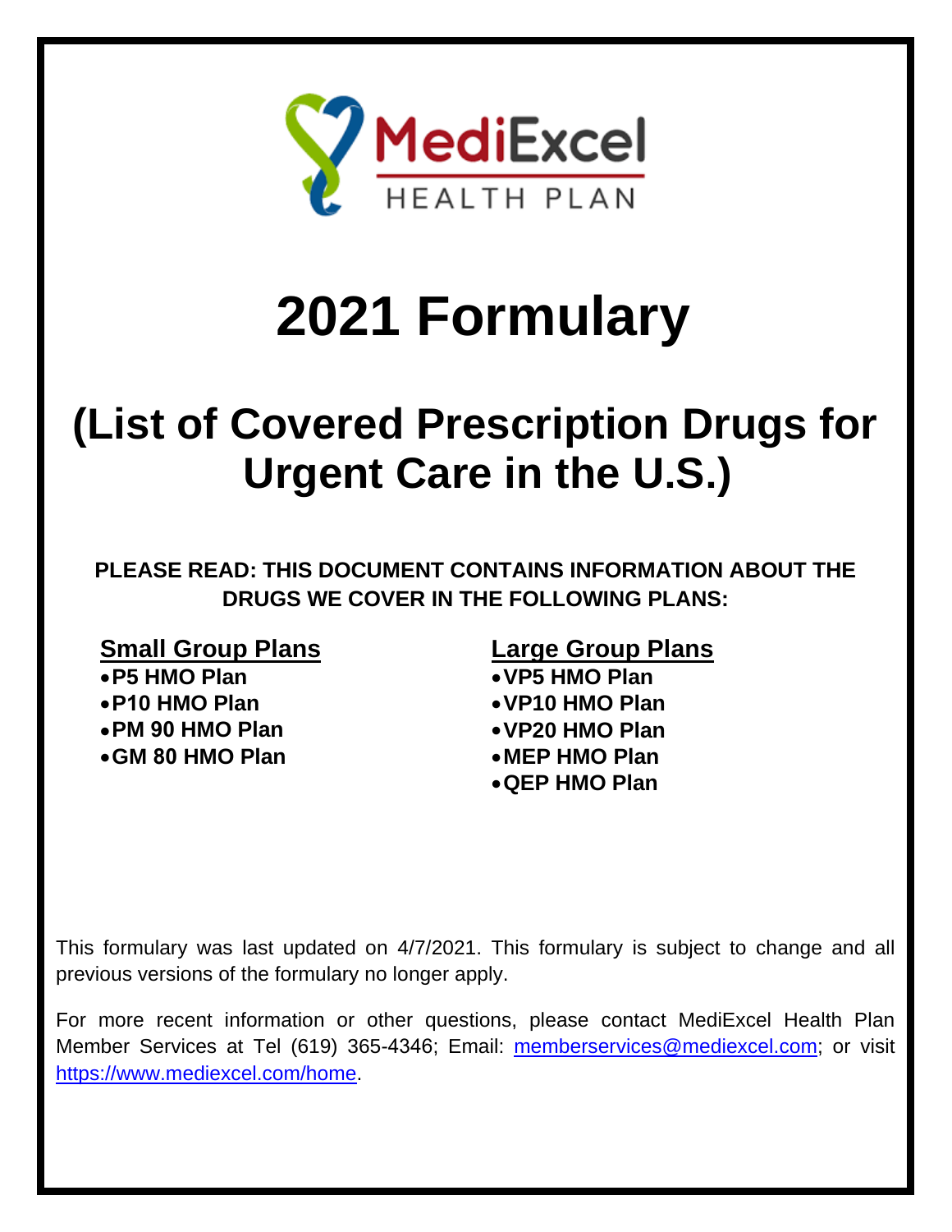MediExcel HEALTH PLAN

# 2021 Formulary

# (List of Covered Prescription Drugs for Urgent Care in the U.S.)

**PLEASE READ: THIS DOCUMENT CONTAINS INFORMATION ABOUT THE DRUGS WE COVER IN THE FOLLOWING PLANS:**

**Small Group Plans**

- **P5 HMO Plan**
- **P10 HMO Plan**
- **PM 90 HMO Plan**
- **GM 80 HMO Plan**

**Large Group Plans**

- **VP5 HMO Plan**
- **VP10 HMO Plan**
- **VP20 HMO Plan**
- **MEP HMO Plan**
- **QEP HMO Plan**

This formulary was last updated on 4/7/2021. This formulary is subject to change and all previous versions of the formulary no longer apply.

For more recent information or other questions, please contact MediExcel Health Plan Member Services at Tel (619) 365-4346; Email: memberservices@mediexcel.com; or visit https://www.mediexcel.com/home.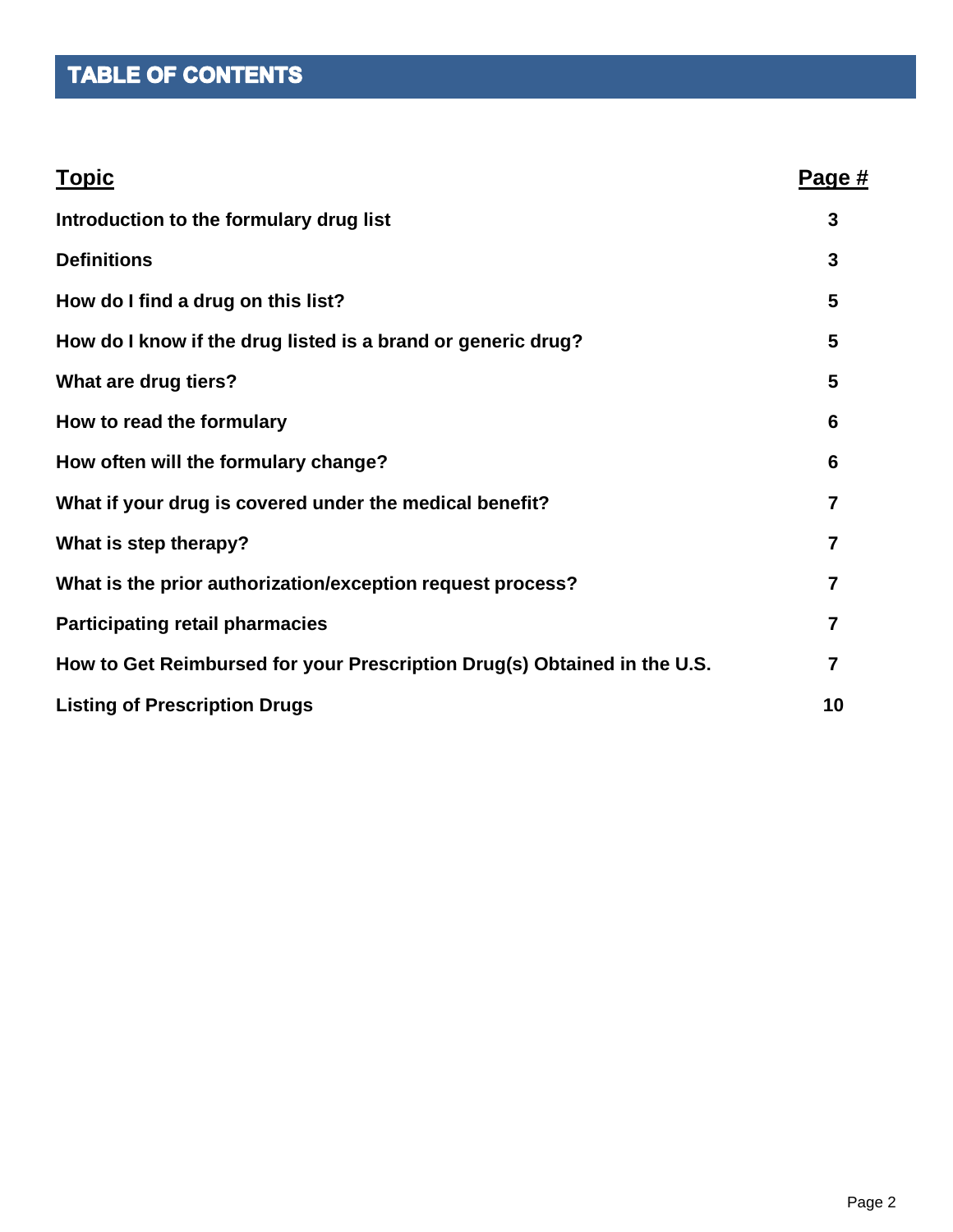# TABLE OF CONTENTS

| Topic | Page # |
| --- | --- |
| **Introduction to the formulary drug list** | **3** |
| **Definitions** | **3** |
| **How do I find a drug on this list?** | **5** |
| **How do I know if the drug listed is a brand or generic drug?** | **5** |
| **What are drug tiers?** | **5** |
| **How to read the formulary** | **6** |
| **How often will the formulary change?** | **6** |
| **What if your drug is covered under the medical benefit?** | **7** |
| **What is step therapy?** | **7** |
| **What is the prior authorization/exception request process?** | **7** |
| **Participating retail pharmacies** | **7** |
| **How to Get Reimbursed for your Prescription Drug(s) Obtained in the U.S.** | **7** |
| **Listing of Prescription Drugs** | **10** |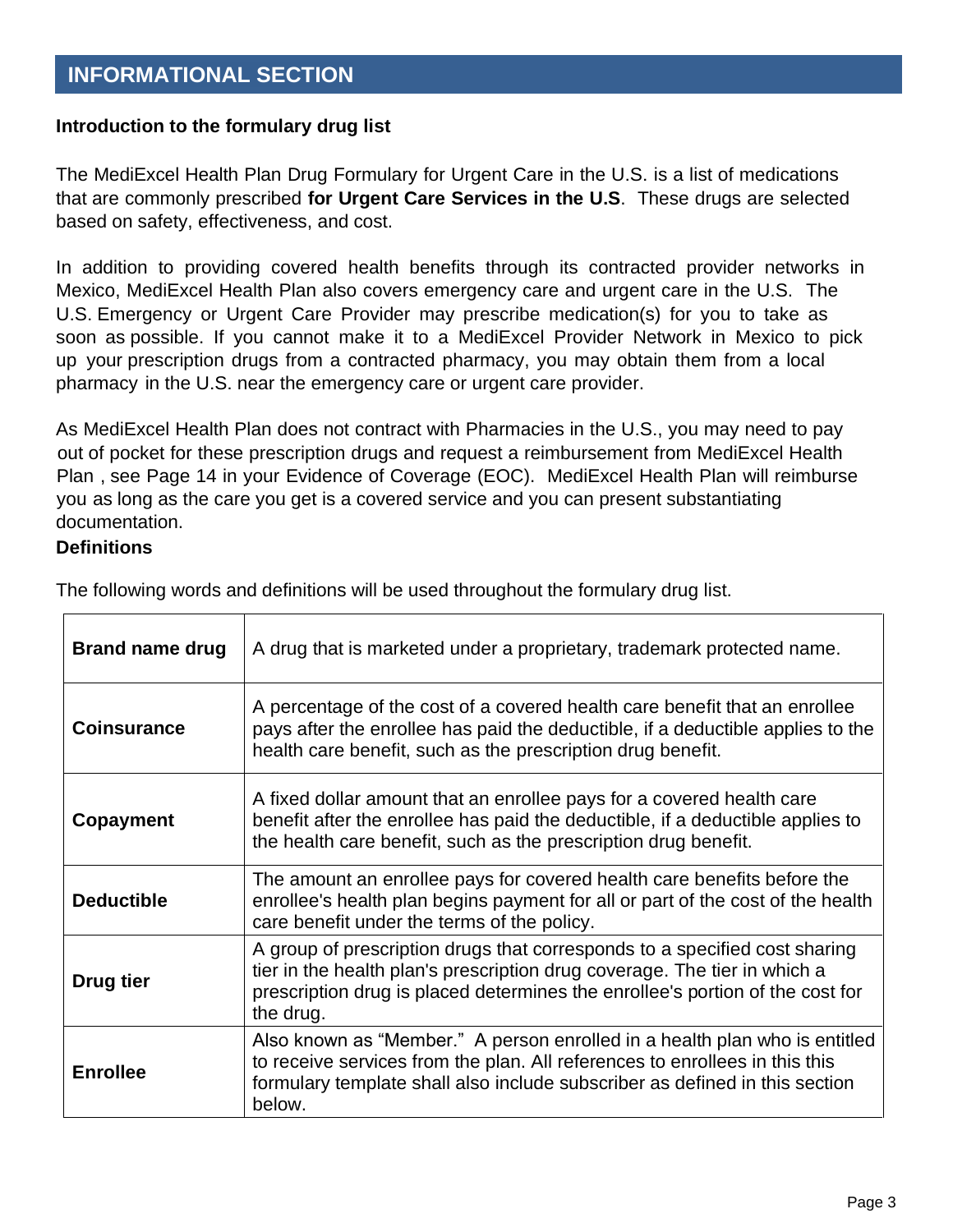# INFORMATIONAL SECTION

**Introduction to the formulary drug list**

The MediExcel Health Plan Drug Formulary for Urgent Care in the U.S. is a list of medications that are commonly prescribed **for Urgent Care Services in the U.S**. These drugs are selected based on safety, effectiveness, and cost.

In addition to providing covered health benefits through its contracted provider networks in Mexico, MediExcel Health Plan also covers emergency care and urgent care in the U.S. The U.S. Emergency or Urgent Care Provider may prescribe medication(s) for you to take as soon as possible. If you cannot make it to a MediExcel Provider Network in Mexico to pick up your prescription drugs from a contracted pharmacy, you may obtain them from a local pharmacy in the U.S. near the emergency care or urgent care provider.

As MediExcel Health Plan does not contract with Pharmacies in the U.S., you may need to pay out of pocket for these prescription drugs and request a reimbursement from MediExcel Health Plan , see Page 14 in your Evidence of Coverage (EOC). MediExcel Health Plan will reimburse you as long as the care you get is a covered service and you can present substantiating documentation.

**Definitions**

The following words and definitions will be used throughout the formulary drug list.

| | |
|---|---|
| **Brand name drug** | A drug that is marketed under a proprietary, trademark protected name. |
| **Coinsurance** | A percentage of the cost of a covered health care benefit that an enrollee pays after the enrollee has paid the deductible, if a deductible applies to the health care benefit, such as the prescription drug benefit. |
| **Copayment** | A fixed dollar amount that an enrollee pays for a covered health care benefit after the enrollee has paid the deductible, if a deductible applies to the health care benefit, such as the prescription drug benefit. |
| **Deductible** | The amount an enrollee pays for covered health care benefits before the enrollee's health plan begins payment for all or part of the cost of the health care benefit under the terms of the policy. |
| **Drug tier** | A group of prescription drugs that corresponds to a specified cost sharing tier in the health plan's prescription drug coverage. The tier in which a prescription drug is placed determines the enrollee's portion of the cost for the drug. |
| **Enrollee** | Also known as "Member." A person enrolled in a health plan who is entitled to receive services from the plan. All references to enrollees in this this formulary template shall also include subscriber as defined in this section below. |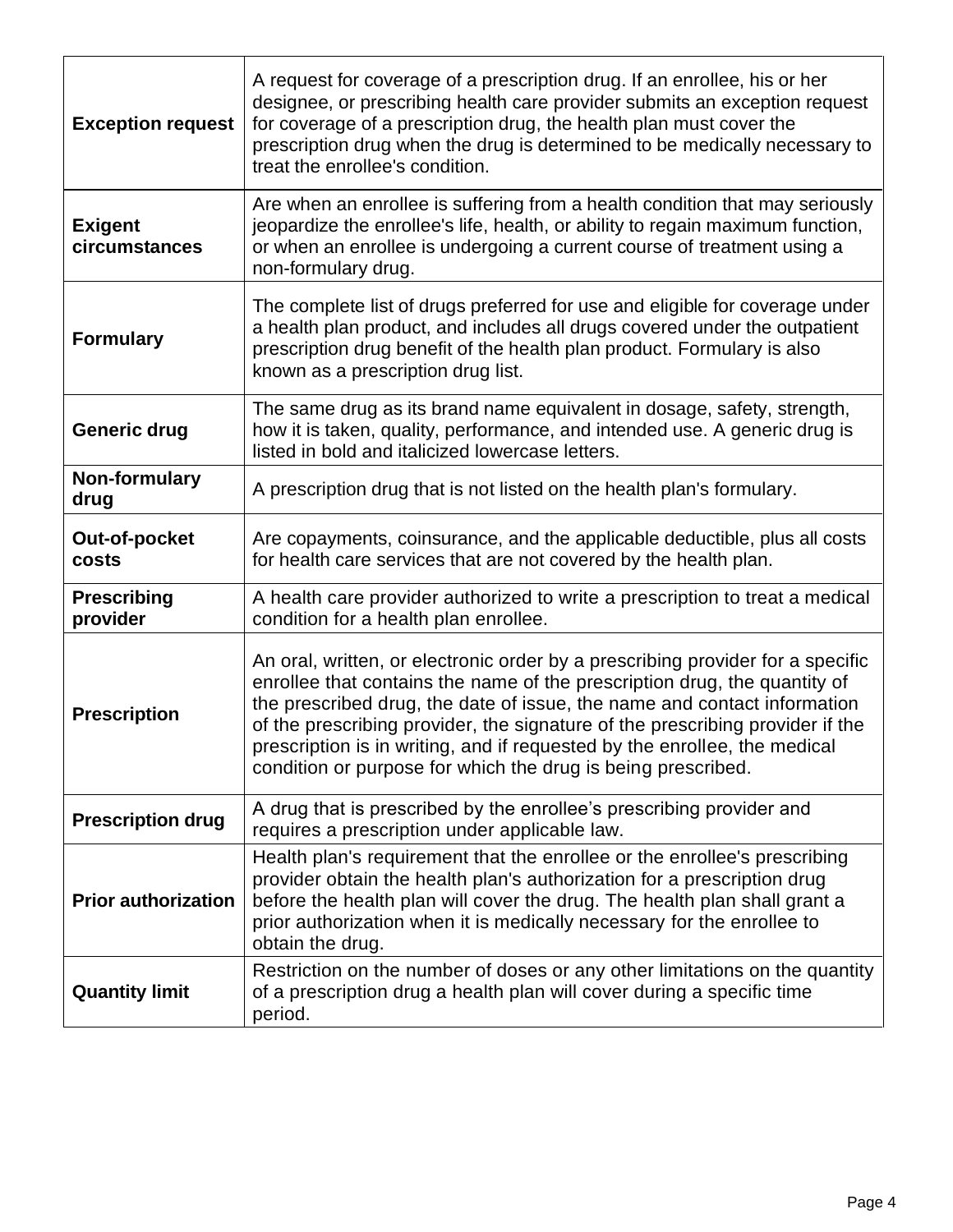| | |
|---|---|
| **Exception request** | A request for coverage of a prescription drug. If an enrollee, his or her designee, or prescribing health care provider submits an exception request for coverage of a prescription drug, the health plan must cover the prescription drug when the drug is determined to be medically necessary to treat the enrollee's condition. |
| **Exigent circumstances** | Are when an enrollee is suffering from a health condition that may seriously jeopardize the enrollee's life, health, or ability to regain maximum function, or when an enrollee is undergoing a current course of treatment using a non-formulary drug. |
| **Formulary** | The complete list of drugs preferred for use and eligible for coverage under a health plan product, and includes all drugs covered under the outpatient prescription drug benefit of the health plan product. Formulary is also known as a prescription drug list. |
| **Generic drug** | The same drug as its brand name equivalent in dosage, safety, strength, how it is taken, quality, performance, and intended use. A generic drug is listed in bold and italicized lowercase letters. |
| **Non-formulary drug** | A prescription drug that is not listed on the health plan's formulary. |
| **Out-of-pocket costs** | Are copayments, coinsurance, and the applicable deductible, plus all costs for health care services that are not covered by the health plan. |
| **Prescribing provider** | A health care provider authorized to write a prescription to treat a medical condition for a health plan enrollee. |
| **Prescription** | An oral, written, or electronic order by a prescribing provider for a specific enrollee that contains the name of the prescription drug, the quantity of the prescribed drug, the date of issue, the name and contact information of the prescribing provider, the signature of the prescribing provider if the prescription is in writing, and if requested by the enrollee, the medical condition or purpose for which the drug is being prescribed. |
| **Prescription drug** | A drug that is prescribed by the enrollee's prescribing provider and requires a prescription under applicable law. |
| **Prior authorization** | Health plan's requirement that the enrollee or the enrollee's prescribing provider obtain the health plan's authorization for a prescription drug before the health plan will cover the drug. The health plan shall grant a prior authorization when it is medically necessary for the enrollee to obtain the drug. |
| **Quantity limit** | Restriction on the number of doses or any other limitations on the quantity of a prescription drug a health plan will cover during a specific time period. |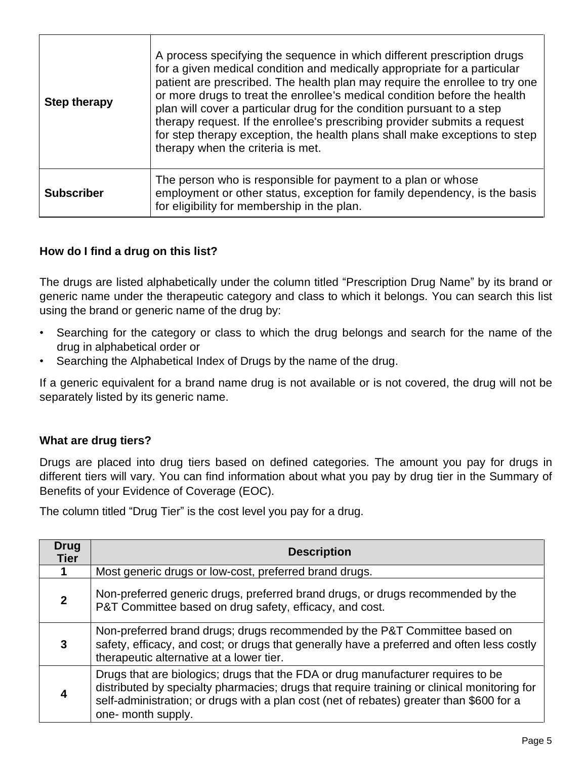| | |
|---|---|
| **Step therapy** | A process specifying the sequence in which different prescription drugs for a given medical condition and medically appropriate for a particular patient are prescribed. The health plan may require the enrollee to try one or more drugs to treat the enrollee's medical condition before the health plan will cover a particular drug for the condition pursuant to a step therapy request. If the enrollee's prescribing provider submits a request for step therapy exception, the health plans shall make exceptions to step therapy when the criteria is met. |
| **Subscriber** | The person who is responsible for payment to a plan or whose employment or other status, exception for family dependency, is the basis for eligibility for membership in the plan. |

### How do I find a drug on this list?

The drugs are listed alphabetically under the column titled “Prescription Drug Name” by its brand or generic name under the therapeutic category and class to which it belongs. You can search this list using the brand or generic name of the drug by:

- Searching for the category or class to which the drug belongs and search for the name of the drug in alphabetical order or
- Searching the Alphabetical Index of Drugs by the name of the drug.

If a generic equivalent for a brand name drug is not available or is not covered, the drug will not be separately listed by its generic name.

### What are drug tiers?

Drugs are placed into drug tiers based on defined categories. The amount you pay for drugs in different tiers will vary. You can find information about what you pay by drug tier in the Summary of Benefits of your Evidence of Coverage (EOC).

The column titled “Drug Tier” is the cost level you pay for a drug.

| Drug Tier | Description |
|---|---|
| **1** | Most generic drugs or low-cost, preferred brand drugs. |
| **2** | Non-preferred generic drugs, preferred brand drugs, or drugs recommended by the P&T Committee based on drug safety, efficacy, and cost. |
| **3** | Non-preferred brand drugs; drugs recommended by the P&T Committee based on safety, efficacy, and cost; or drugs that generally have a preferred and often less costly therapeutic alternative at a lower tier. |
| **4** | Drugs that are biologics; drugs that the FDA or drug manufacturer requires to be distributed by specialty pharmacies; drugs that require training or clinical monitoring for self-administration; or drugs with a plan cost (net of rebates) greater than $600 for a one- month supply. |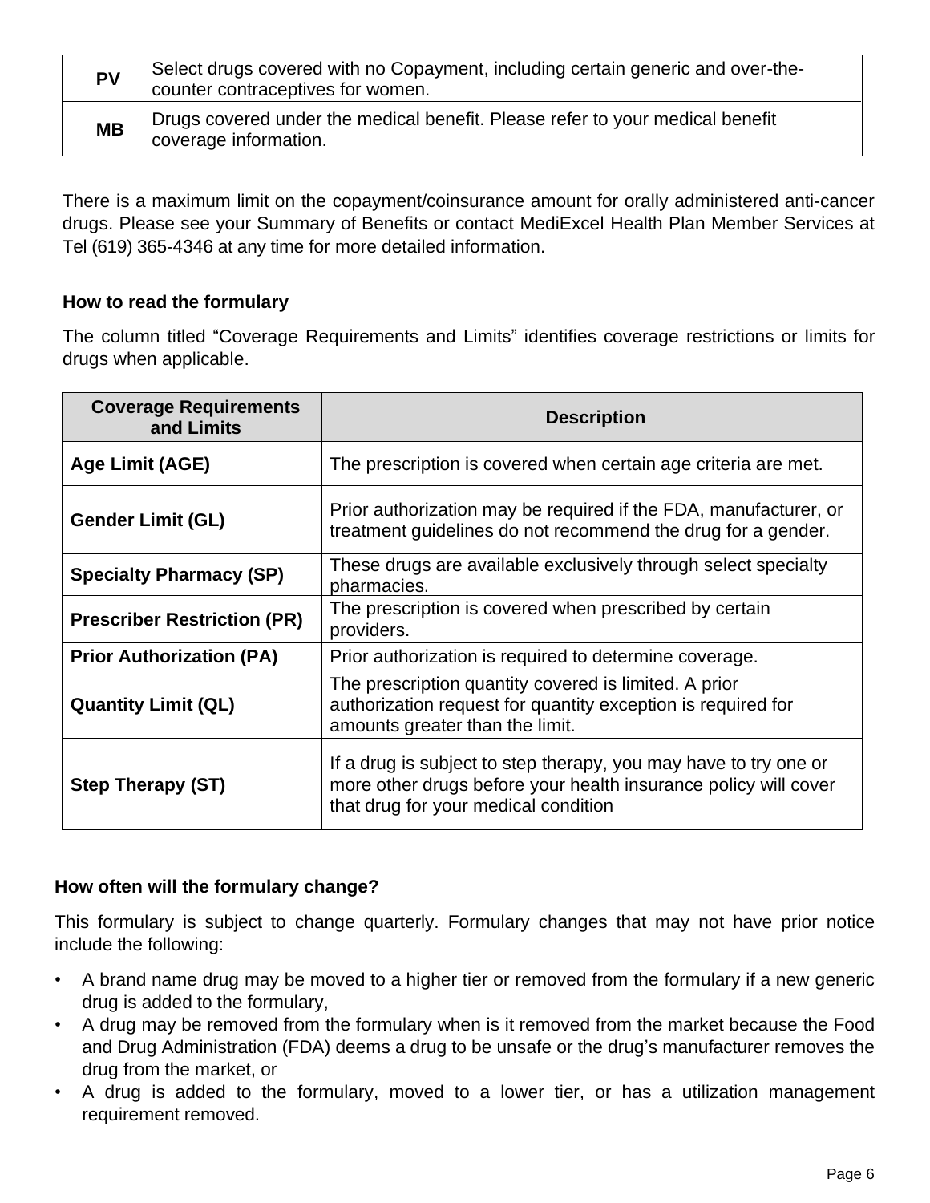| PV | Select drugs covered with no Copayment, including certain generic and over-the-counter contraceptives for women. |
|---|---|
| MB | Drugs covered under the medical benefit. Please refer to your medical benefit coverage information. |

There is a maximum limit on the copayment/coinsurance amount for orally administered anti-cancer drugs. Please see your Summary of Benefits or contact MediExcel Health Plan Member Services at Tel (619) 365-4346 at any time for more detailed information.

**How to read the formulary**

The column titled "Coverage Requirements and Limits" identifies coverage restrictions or limits for drugs when applicable.

| Coverage Requirements and Limits | Description |
|---|---|
| **Age Limit (AGE)** | The prescription is covered when certain age criteria are met. |
| **Gender Limit (GL)** | Prior authorization may be required if the FDA, manufacturer, or treatment guidelines do not recommend the drug for a gender. |
| **Specialty Pharmacy (SP)** | These drugs are available exclusively through select specialty pharmacies. |
| **Prescriber Restriction (PR)** | The prescription is covered when prescribed by certain providers. |
| **Prior Authorization (PA)** | Prior authorization is required to determine coverage. |
| **Quantity Limit (QL)** | The prescription quantity covered is limited. A prior authorization request for quantity exception is required for amounts greater than the limit. |
| **Step Therapy (ST)** | If a drug is subject to step therapy, you may have to try one or more other drugs before your health insurance policy will cover that drug for your medical condition |

**How often will the formulary change?**

This formulary is subject to change quarterly. Formulary changes that may not have prior notice include the following:

- A brand name drug may be moved to a higher tier or removed from the formulary if a new generic drug is added to the formulary,
- A drug may be removed from the formulary when is it removed from the market because the Food and Drug Administration (FDA) deems a drug to be unsafe or the drug's manufacturer removes the drug from the market, or
- A drug is added to the formulary, moved to a lower tier, or has a utilization management requirement removed.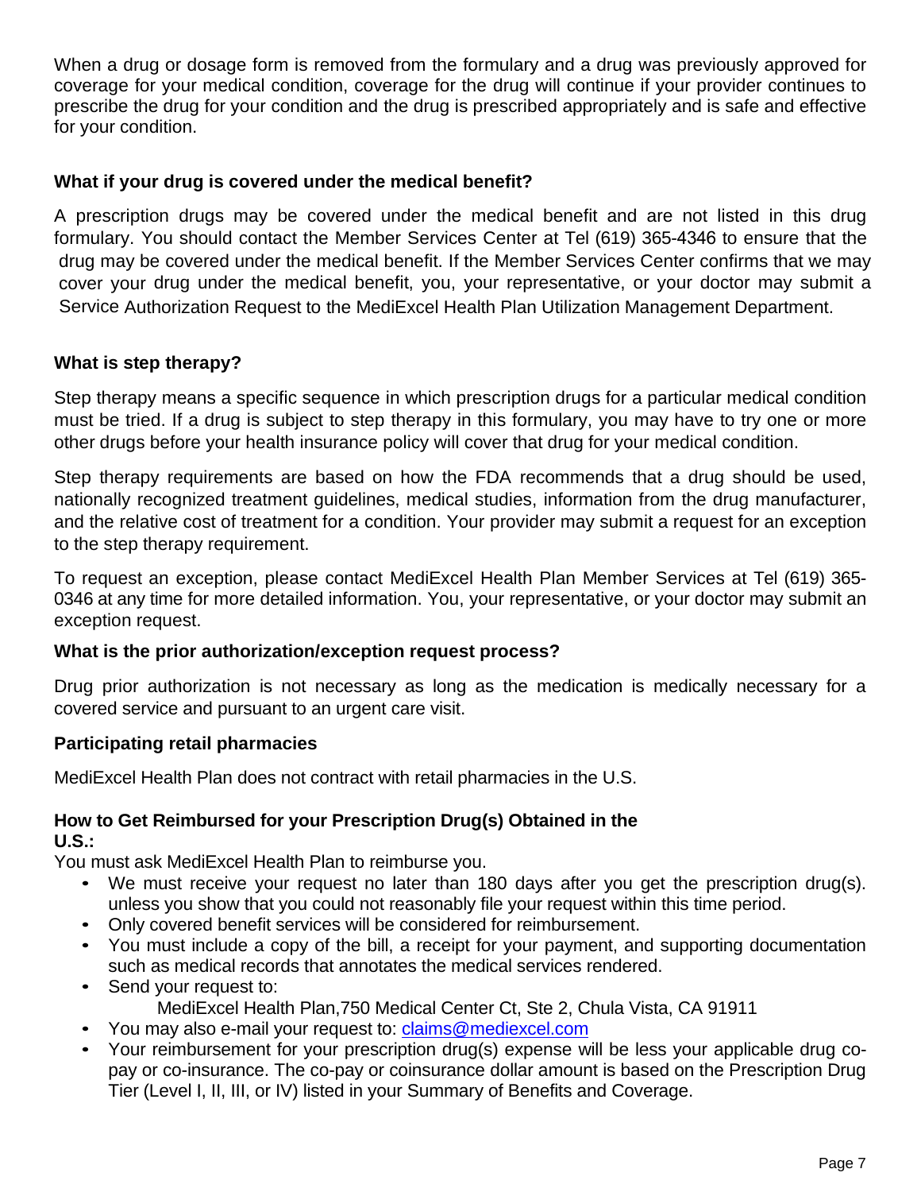When a drug or dosage form is removed from the formulary and a drug was previously approved for coverage for your medical condition, coverage for the drug will continue if your provider continues to prescribe the drug for your condition and the drug is prescribed appropriately and is safe and effective for your condition.

### What if your drug is covered under the medical benefit?

A prescription drugs may be covered under the medical benefit and are not listed in this drug formulary. You should contact the Member Services Center at Tel (619) 365-4346 to ensure that the drug may be covered under the medical benefit. If the Member Services Center confirms that we may cover your drug under the medical benefit, you, your representative, or your doctor may submit a Service Authorization Request to the MediExcel Health Plan Utilization Management Department.

### What is step therapy?

Step therapy means a specific sequence in which prescription drugs for a particular medical condition must be tried. If a drug is subject to step therapy in this formulary, you may have to try one or more other drugs before your health insurance policy will cover that drug for your medical condition.

Step therapy requirements are based on how the FDA recommends that a drug should be used, nationally recognized treatment guidelines, medical studies, information from the drug manufacturer, and the relative cost of treatment for a condition. Your provider may submit a request for an exception to the step therapy requirement.

To request an exception, please contact MediExcel Health Plan Member Services at Tel (619) 365-0346 at any time for more detailed information. You, your representative, or your doctor may submit an exception request.

### What is the prior authorization/exception request process?

Drug prior authorization is not necessary as long as the medication is medically necessary for a covered service and pursuant to an urgent care visit.

### Participating retail pharmacies

MediExcel Health Plan does not contract with retail pharmacies in the U.S.

### How to Get Reimbursed for your Prescription Drug(s) Obtained in the U.S.:

You must ask MediExcel Health Plan to reimburse you.

- We must receive your request no later than 180 days after you get the prescription drug(s). unless you show that you could not reasonably file your request within this time period.
- Only covered benefit services will be considered for reimbursement.
- You must include a copy of the bill, a receipt for your payment, and supporting documentation such as medical records that annotates the medical services rendered.
- Send your request to:
  MediExcel Health Plan,750 Medical Center Ct, Ste 2, Chula Vista, CA 91911
- You may also e-mail your request to: claims@mediexcel.com
- Your reimbursement for your prescription drug(s) expense will be less your applicable drug co-pay or co-insurance. The co-pay or coinsurance dollar amount is based on the Prescription Drug Tier (Level I, II, III, or IV) listed in your Summary of Benefits and Coverage.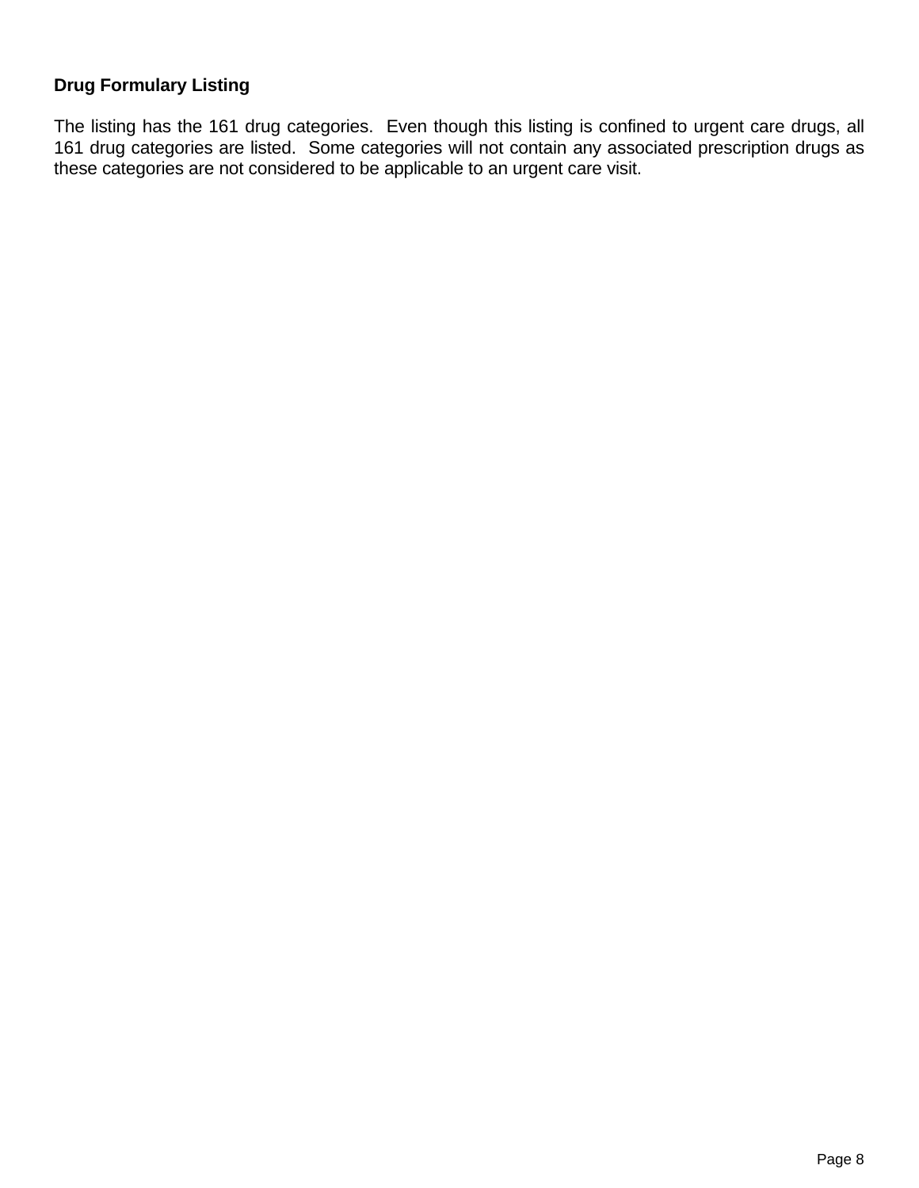**Drug Formulary Listing**

The listing has the 161 drug categories. Even though this listing is confined to urgent care drugs, all 161 drug categories are listed. Some categories will not contain any associated prescription drugs as these categories are not considered to be applicable to an urgent care visit.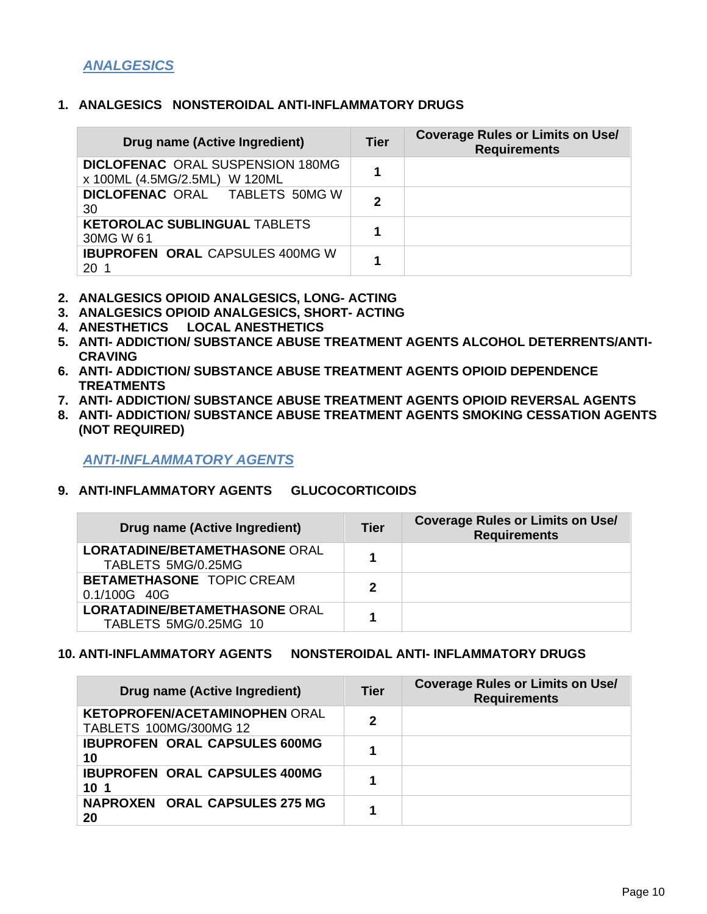## *ANALGESICS*

### 1. ANALGESICS NONSTEROIDAL ANTI-INFLAMMATORY DRUGS

| Drug name (Active Ingredient) | Tier | Coverage Rules or Limits on Use/ Requirements |
|---|---|---|
| **DICLOFENAC** ORAL SUSPENSION 180MG x 100ML (4.5MG/2.5ML) W 120ML | 1 | |
| **DICLOFENAC** ORAL TABLETS 50MG W 30 | 2 | |
| **KETOROLAC SUBLINGUAL** TABLETS 30MG W 61 | 1 | |
| **IBUPROFEN ORAL** CAPSULES 400MG W 20 1 | 1 | |

2. **ANALGESICS OPIOID ANALGESICS, LONG- ACTING**
3. **ANALGESICS OPIOID ANALGESICS, SHORT- ACTING**
4. **ANESTHETICS LOCAL ANESTHETICS**
5. **ANTI- ADDICTION/ SUBSTANCE ABUSE TREATMENT AGENTS ALCOHOL DETERRENTS/ANTI-CRAVING**
6. **ANTI- ADDICTION/ SUBSTANCE ABUSE TREATMENT AGENTS OPIOID DEPENDENCE TREATMENTS**
7. **ANTI- ADDICTION/ SUBSTANCE ABUSE TREATMENT AGENTS OPIOID REVERSAL AGENTS**
8. **ANTI- ADDICTION/ SUBSTANCE ABUSE TREATMENT AGENTS SMOKING CESSATION AGENTS (NOT REQUIRED)**

## *ANTI-INFLAMMATORY AGENTS*

### 9. ANTI-INFLAMMATORY AGENTS GLUCOCORTICOIDS

| Drug name (Active Ingredient) | Tier | Coverage Rules or Limits on Use/ Requirements |
|---|---|---|
| **LORATADINE/BETAMETHASONE** ORAL TABLETS 5MG/0.25MG | 1 | |
| **BETAMETHASONE** TOPIC CREAM 0.1/100G 40G | 2 | |
| **LORATADINE/BETAMETHASONE** ORAL TABLETS 5MG/0.25MG 10 | 1 | |

### 10. ANTI-INFLAMMATORY AGENTS NONSTEROIDAL ANTI- INFLAMMATORY DRUGS

| Drug name (Active Ingredient) | Tier | Coverage Rules or Limits on Use/ Requirements |
|---|---|---|
| **KETOPROFEN/ACETAMINOPHEN** ORAL TABLETS 100MG/300MG 12 | 2 | |
| **IBUPROFEN ORAL CAPSULES 600MG 10** | 1 | |
| **IBUPROFEN ORAL CAPSULES 400MG 10 1** | 1 | |
| **NAPROXEN ORAL CAPSULES 275 MG 20** | 1 | |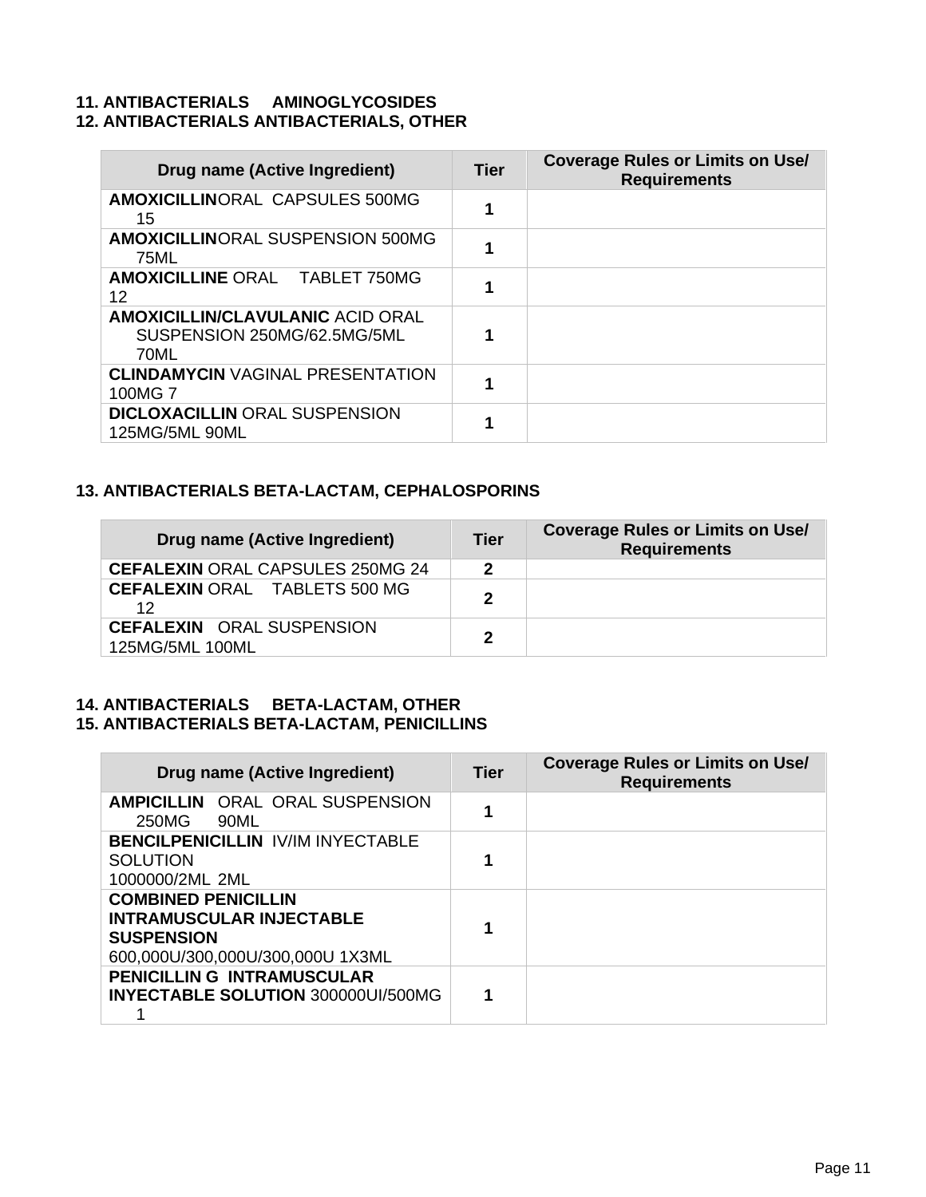### 11. ANTIBACTERIALS AMINOGLYCOSIDES
### 12. ANTIBACTERIALS ANTIBACTERIALS, OTHER

| Drug name (Active Ingredient) | Tier | Coverage Rules or Limits on Use/ Requirements |
|---|---|---|
| **AMOXICILLIN**ORAL CAPSULES 500MG 15 | 1 | |
| **AMOXICILLIN**ORAL SUSPENSION 500MG 75ML | 1 | |
| **AMOXICILLINE** ORAL TABLET 750MG 12 | 1 | |
| **AMOXICILLIN/CLAVULANIC** ACID ORAL SUSPENSION 250MG/62.5MG/5ML 70ML | 1 | |
| **CLINDAMYCIN** VAGINAL PRESENTATION 100MG 7 | 1 | |
| **DICLOXACILLIN** ORAL SUSPENSION 125MG/5ML 90ML | 1 | |

### 13. ANTIBACTERIALS BETA-LACTAM, CEPHALOSPORINS

| Drug name (Active Ingredient) | Tier | Coverage Rules or Limits on Use/ Requirements |
|---|---|---|
| **CEFALEXIN** ORAL CAPSULES 250MG 24 | 2 | |
| **CEFALEXIN** ORAL TABLETS 500 MG 12 | 2 | |
| **CEFALEXIN** ORAL SUSPENSION 125MG/5ML 100ML | 2 | |

### 14. ANTIBACTERIALS BETA-LACTAM, OTHER
### 15. ANTIBACTERIALS BETA-LACTAM, PENICILLINS

| Drug name (Active Ingredient) | Tier | Coverage Rules or Limits on Use/ Requirements |
|---|---|---|
| **AMPICILLIN** ORAL ORAL SUSPENSION 250MG 90ML | 1 | |
| **BENCILPENICILLIN** IV/IM INYECTABLE SOLUTION 1000000/2ML 2ML | 1 | |
| **COMBINED PENICILLIN INTRAMUSCULAR INJECTABLE SUSPENSION** 600,000U/300,000U/300,000U 1X3ML | 1 | |
| **PENICILLIN G INTRAMUSCULAR INYECTABLE SOLUTION** 300000UI/500MG 1 | 1 | |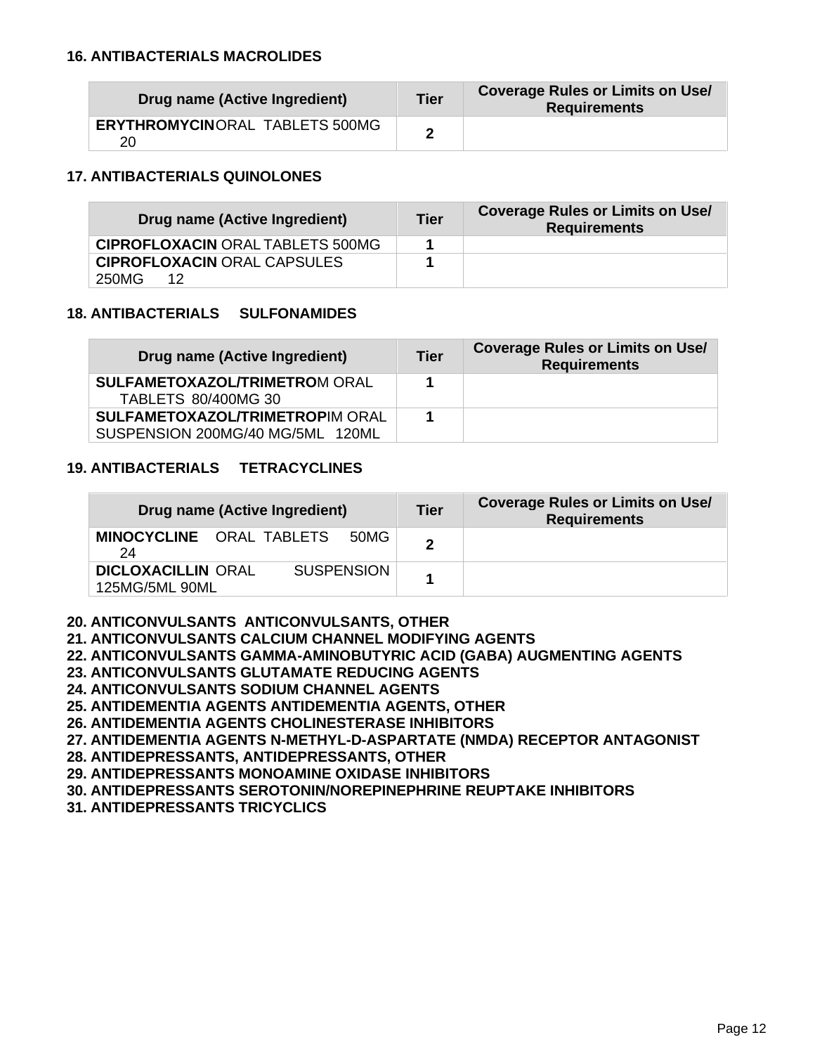### 16. ANTIBACTERIALS MACROLIDES

| Drug name (Active Ingredient) | Tier | Coverage Rules or Limits on Use/ Requirements |
|---|---|---|
| **ERYTHROMYCIN** ORAL TABLETS 500MG 20 | **2** | |

### 17. ANTIBACTERIALS QUINOLONES

| Drug name (Active Ingredient) | Tier | Coverage Rules or Limits on Use/ Requirements |
|---|---|---|
| **CIPROFLOXACIN** ORAL TABLETS 500MG | **1** | |
| **CIPROFLOXACIN** ORAL CAPSULES 250MG 12 | **1** | |

### 18. ANTIBACTERIALS SULFONAMIDES

| Drug name (Active Ingredient) | Tier | Coverage Rules or Limits on Use/ Requirements |
|---|---|---|
| **SULFAMETOXAZOL/TRIMETRO**M ORAL TABLETS 80/400MG 30 | **1** | |
| **SULFAMETOXAZOL/TRIMETROP**IM ORAL SUSPENSION 200MG/40 MG/5ML 120ML | **1** | |

### 19. ANTIBACTERIALS TETRACYCLINES

| Drug name (Active Ingredient) | Tier | Coverage Rules or Limits on Use/ Requirements |
|---|---|---|
| **MINOCYCLINE** ORAL TABLETS 50MG 24 | **2** | |
| **DICLOXACILLIN** ORAL SUSPENSION 125MG/5ML 90ML | **1** | |

**20. ANTICONVULSANTS ANTICONVULSANTS, OTHER**
**21. ANTICONVULSANTS CALCIUM CHANNEL MODIFYING AGENTS**
**22. ANTICONVULSANTS GAMMA-AMINOBUTYRIC ACID (GABA) AUGMENTING AGENTS**
**23. ANTICONVULSANTS GLUTAMATE REDUCING AGENTS**
**24. ANTICONVULSANTS SODIUM CHANNEL AGENTS**
**25. ANTIDEMENTIA AGENTS ANTIDEMENTIA AGENTS, OTHER**
**26. ANTIDEMENTIA AGENTS CHOLINESTERASE INHIBITORS**
**27. ANTIDEMENTIA AGENTS N-METHYL-D-ASPARTATE (NMDA) RECEPTOR ANTAGONIST**
**28. ANTIDEPRESSANTS, ANTIDEPRESSANTS, OTHER**
**29. ANTIDEPRESSANTS MONOAMINE OXIDASE INHIBITORS**
**30. ANTIDEPRESSANTS SEROTONIN/NOREPINEPHRINE REUPTAKE INHIBITORS**
**31. ANTIDEPRESSANTS TRICYCLICS**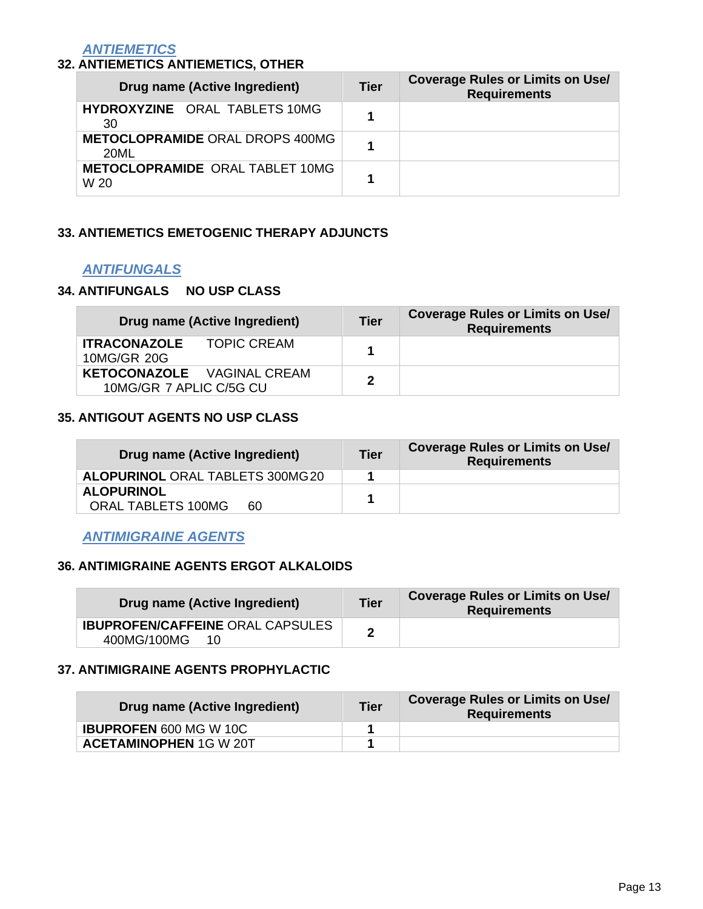## *ANTIEMETICS*

### 32. ANTIEMETICS ANTIEMETICS, OTHER

| Drug name (Active Ingredient) | Tier | Coverage Rules or Limits on Use/ Requirements |
|---|---|---|
| **HYDROXYZINE** ORAL TABLETS 10MG 30 | 1 | |
| **METOCLOPRAMIDE** ORAL DROPS 400MG 20ML | 1 | |
| **METOCLOPRAMIDE** ORAL TABLET 10MG W 20 | 1 | |

### 33. ANTIEMETICS EMETOGENIC THERAPY ADJUNCTS

## *ANTIFUNGALS*

### 34. ANTIFUNGALS NO USP CLASS

| Drug name (Active Ingredient) | Tier | Coverage Rules or Limits on Use/ Requirements |
|---|---|---|
| **ITRACONAZOLE** TOPIC CREAM 10MG/GR 20G | 1 | |
| **KETOCONAZOLE** VAGINAL CREAM 10MG/GR 7 APLIC C/5G CU | 2 | |

### 35. ANTIGOUT AGENTS NO USP CLASS

| Drug name (Active Ingredient) | Tier | Coverage Rules or Limits on Use/ Requirements |
|---|---|---|
| **ALOPURINOL** ORAL TABLETS 300MG 20 | 1 | |
| **ALOPURINOL** ORAL TABLETS 100MG 60 | 1 | |

## *ANTIMIGRAINE AGENTS*

### 36. ANTIMIGRAINE AGENTS ERGOT ALKALOIDS

| Drug name (Active Ingredient) | Tier | Coverage Rules or Limits on Use/ Requirements |
|---|---|---|
| **IBUPROFEN/CAFFEINE** ORAL CAPSULES 400MG/100MG 10 | 2 | |

### 37. ANTIMIGRAINE AGENTS PROPHYLACTIC

| Drug name (Active Ingredient) | Tier | Coverage Rules or Limits on Use/ Requirements |
|---|---|---|
| **IBUPROFEN** 600 MG W 10C | 1 | |
| **ACETAMINOPHEN** 1G W 20T | 1 | |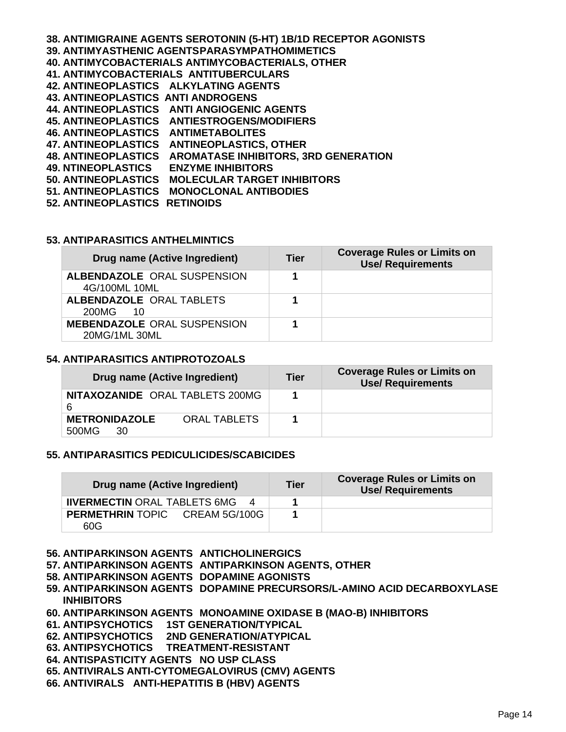**38. ANTIMIGRAINE AGENTS SEROTONIN (5-HT) 1B/1D RECEPTOR AGONISTS**
**39. ANTIMYASTHENIC AGENTSPARASYMPATHOMIMETICS**
**40. ANTIMYCOBACTERIALS ANTIMYCOBACTERIALS, OTHER**
**41. ANTIMYCOBACTERIALS ANTITUBERCULARS**
**42. ANTINEOPLASTICS ALKYLATING AGENTS**
**43. ANTINEOPLASTICS ANTI ANDROGENS**
**44. ANTINEOPLASTICS ANTI ANGIOGENIC AGENTS**
**45. ANTINEOPLASTICS ANTIESTROGENS/MODIFIERS**
**46. ANTINEOPLASTICS ANTIMETABOLITES**
**47. ANTINEOPLASTICS ANTINEOPLASTICS, OTHER**
**48. ANTINEOPLASTICS AROMATASE INHIBITORS, 3RD GENERATION**
**49. NTINEOPLASTICS ENZYME INHIBITORS**
**50. ANTINEOPLASTICS MOLECULAR TARGET INHIBITORS**
**51. ANTINEOPLASTICS MONOCLONAL ANTIBODIES**
**52. ANTINEOPLASTICS RETINOIDS**

**53. ANTIPARASITICS ANTHELMINTICS**

| Drug name (Active Ingredient) | Tier | Coverage Rules or Limits on Use/ Requirements |
|---|---|---|
| **ALBENDAZOLE** ORAL SUSPENSION 4G/100ML 10ML | 1 | |
| **ALBENDAZOLE** ORAL TABLETS 200MG 10 | 1 | |
| **MEBENDAZOLE** ORAL SUSPENSION 20MG/1ML 30ML | 1 | |

**54. ANTIPARASITICS ANTIPROTOZOALS**

| Drug name (Active Ingredient) | Tier | Coverage Rules or Limits on Use/ Requirements |
|---|---|---|
| **NITAXOZANIDE** ORAL TABLETS 200MG 6 | 1 | |
| **METRONIDAZOLE** ORAL TABLETS 500MG 30 | 1 | |

**55. ANTIPARASITICS PEDICULICIDES/SCABICIDES**

| Drug name (Active Ingredient) | Tier | Coverage Rules or Limits on Use/ Requirements |
|---|---|---|
| **IIVERMECTIN** ORAL TABLETS 6MG 4 | 1 | |
| **PERMETHRIN** TOPIC CREAM 5G/100G 60G | 1 | |

**56. ANTIPARKINSON AGENTS ANTICHOLINERGICS**
**57. ANTIPARKINSON AGENTS ANTIPARKINSON AGENTS, OTHER**
**58. ANTIPARKINSON AGENTS DOPAMINE AGONISTS**
**59. ANTIPARKINSON AGENTS DOPAMINE PRECURSORS/L-AMINO ACID DECARBOXYLASE INHIBITORS**
**60. ANTIPARKINSON AGENTS MONOAMINE OXIDASE B (MAO-B) INHIBITORS**
**61. ANTIPSYCHOTICS 1ST GENERATION/TYPICAL**
**62. ANTIPSYCHOTICS 2ND GENERATION/ATYPICAL**
**63. ANTIPSYCHOTICS TREATMENT-RESISTANT**
**64. ANTISPASTICITY AGENTS NO USP CLASS**
**65. ANTIVIRALS ANTI-CYTOMEGALOVIRUS (CMV) AGENTS**
**66. ANTIVIRALS ANTI-HEPATITIS B (HBV) AGENTS**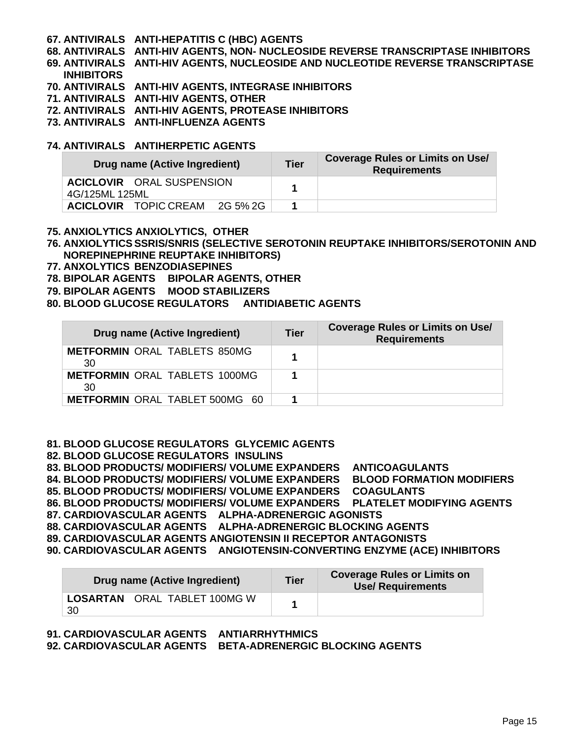**67. ANTIVIRALS ANTI-HEPATITIS C (HBC) AGENTS**

**68. ANTIVIRALS ANTI-HIV AGENTS, NON- NUCLEOSIDE REVERSE TRANSCRIPTASE INHIBITORS**

**69. ANTIVIRALS ANTI-HIV AGENTS, NUCLEOSIDE AND NUCLEOTIDE REVERSE TRANSCRIPTASE INHIBITORS**

**70. ANTIVIRALS ANTI-HIV AGENTS, INTEGRASE INHIBITORS**

**71. ANTIVIRALS ANTI-HIV AGENTS, OTHER**

**72. ANTIVIRALS ANTI-HIV AGENTS, PROTEASE INHIBITORS**

**73. ANTIVIRALS ANTI-INFLUENZA AGENTS**

**74. ANTIVIRALS ANTIHERPETIC AGENTS**

| Drug name (Active Ingredient) | Tier | Coverage Rules or Limits on Use/ Requirements |
|---|---|---|
| **ACICLOVIR** ORAL SUSPENSION 4G/125ML 125ML | 1 | |
| **ACICLOVIR** TOPIC CREAM 2G 5% 2G | 1 | |

**75. ANXIOLYTICS ANXIOLYTICS, OTHER**

**76. ANXIOLYTICS SSRIS/SNRIS (SELECTIVE SEROTONIN REUPTAKE INHIBITORS/SEROTONIN AND NOREPINEPHRINE REUPTAKE INHIBITORS)**

**77. ANXOLYTICS BENZODIASEPINES**

**78. BIPOLAR AGENTS BIPOLAR AGENTS, OTHER**

**79. BIPOLAR AGENTS MOOD STABILIZERS**

**80. BLOOD GLUCOSE REGULATORS ANTIDIABETIC AGENTS**

| Drug name (Active Ingredient) | Tier | Coverage Rules or Limits on Use/ Requirements |
|---|---|---|
| **METFORMIN** ORAL TABLETS 850MG 30 | 1 | |
| **METFORMIN** ORAL TABLETS 1000MG 30 | 1 | |
| **METFORMIN** ORAL TABLET 500MG 60 | 1 | |

**81. BLOOD GLUCOSE REGULATORS GLYCEMIC AGENTS**

**82. BLOOD GLUCOSE REGULATORS INSULINS**

**83. BLOOD PRODUCTS/ MODIFIERS/ VOLUME EXPANDERS ANTICOAGULANTS**

**84. BLOOD PRODUCTS/ MODIFIERS/ VOLUME EXPANDERS BLOOD FORMATION MODIFIERS**

**85. BLOOD PRODUCTS/ MODIFIERS/ VOLUME EXPANDERS COAGULANTS**

**86. BLOOD PRODUCTS/ MODIFIERS/ VOLUME EXPANDERS PLATELET MODIFYING AGENTS**

**87. CARDIOVASCULAR AGENTS ALPHA-ADRENERGIC AGONISTS**

**88. CARDIOVASCULAR AGENTS ALPHA-ADRENERGIC BLOCKING AGENTS**

**89. CARDIOVASCULAR AGENTS ANGIOTENSIN II RECEPTOR ANTAGONISTS**

**90. CARDIOVASCULAR AGENTS ANGIOTENSIN-CONVERTING ENZYME (ACE) INHIBITORS**

| Drug name (Active Ingredient) | Tier | Coverage Rules or Limits on Use/ Requirements |
|---|---|---|
| **LOSARTAN** ORAL TABLET 100MG W 30 | 1 | |

**91. CARDIOVASCULAR AGENTS ANTIARRHYTHMICS**

**92. CARDIOVASCULAR AGENTS BETA-ADRENERGIC BLOCKING AGENTS**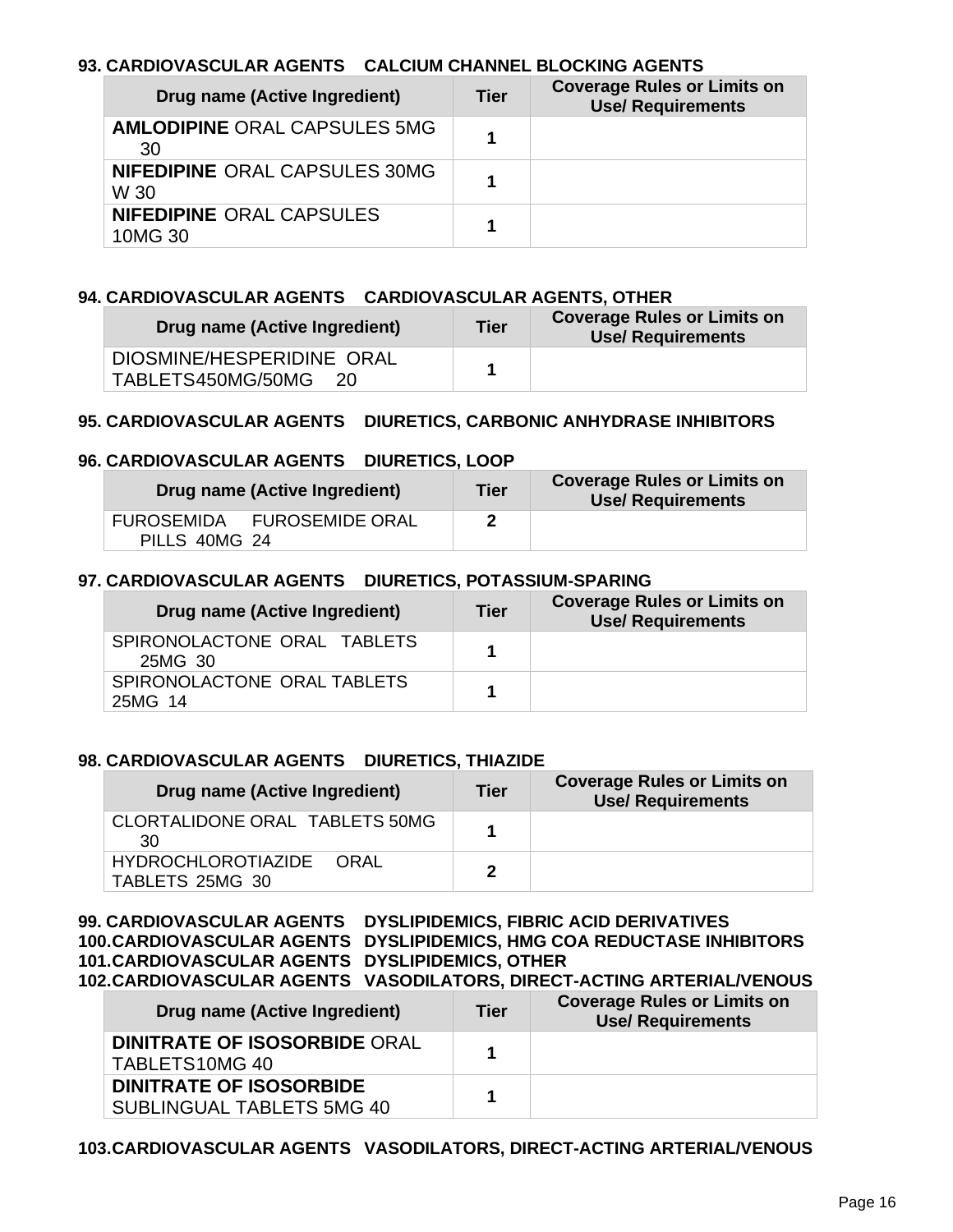### 93. CARDIOVASCULAR AGENTS CALCIUM CHANNEL BLOCKING AGENTS

| Drug name (Active Ingredient) | Tier | Coverage Rules or Limits on Use/ Requirements |
|---|---|---|
| **AMLODIPINE** ORAL CAPSULES 5MG 30 | 1 | |
| **NIFEDIPINE** ORAL CAPSULES 30MG W 30 | 1 | |
| **NIFEDIPINE** ORAL CAPSULES 10MG 30 | 1 | |

### 94. CARDIOVASCULAR AGENTS CARDIOVASCULAR AGENTS, OTHER

| Drug name (Active Ingredient) | Tier | Coverage Rules or Limits on Use/ Requirements |
|---|---|---|
| DIOSMINE/HESPERIDINE ORAL TABLETS450MG/50MG 20 | 1 | |

### 95. CARDIOVASCULAR AGENTS DIURETICS, CARBONIC ANHYDRASE INHIBITORS

### 96. CARDIOVASCULAR AGENTS DIURETICS, LOOP

| Drug name (Active Ingredient) | Tier | Coverage Rules or Limits on Use/ Requirements |
|---|---|---|
| FUROSEMIDA FUROSEMIDE ORAL PILLS 40MG 24 | 2 | |

### 97. CARDIOVASCULAR AGENTS DIURETICS, POTASSIUM-SPARING

| Drug name (Active Ingredient) | Tier | Coverage Rules or Limits on Use/ Requirements |
|---|---|---|
| SPIRONOLACTONE ORAL TABLETS 25MG 30 | 1 | |
| SPIRONOLACTONE ORAL TABLETS 25MG 14 | 1 | |

### 98. CARDIOVASCULAR AGENTS DIURETICS, THIAZIDE

| Drug name (Active Ingredient) | Tier | Coverage Rules or Limits on Use/ Requirements |
|---|---|---|
| CLORTALIDONE ORAL TABLETS 50MG 30 | 1 | |
| HYDROCHLOROTIAZIDE ORAL TABLETS 25MG 30 | 2 | |

### 99. CARDIOVASCULAR AGENTS DYSLIPIDEMICS, FIBRIC ACID DERIVATIVES

### 100. CARDIOVASCULAR AGENTS DYSLIPIDEMICS, HMG COA REDUCTASE INHIBITORS

### 101. CARDIOVASCULAR AGENTS DYSLIPIDEMICS, OTHER

### 102. CARDIOVASCULAR AGENTS VASODILATORS, DIRECT-ACTING ARTERIAL/VENOUS

| Drug name (Active Ingredient) | Tier | Coverage Rules or Limits on Use/ Requirements |
|---|---|---|
| **DINITRATE OF ISOSORBIDE** ORAL TABLETS10MG 40 | 1 | |
| **DINITRATE OF ISOSORBIDE** SUBLINGUAL TABLETS 5MG 40 | 1 | |

### 103. CARDIOVASCULAR AGENTS VASODILATORS, DIRECT-ACTING ARTERIAL/VENOUS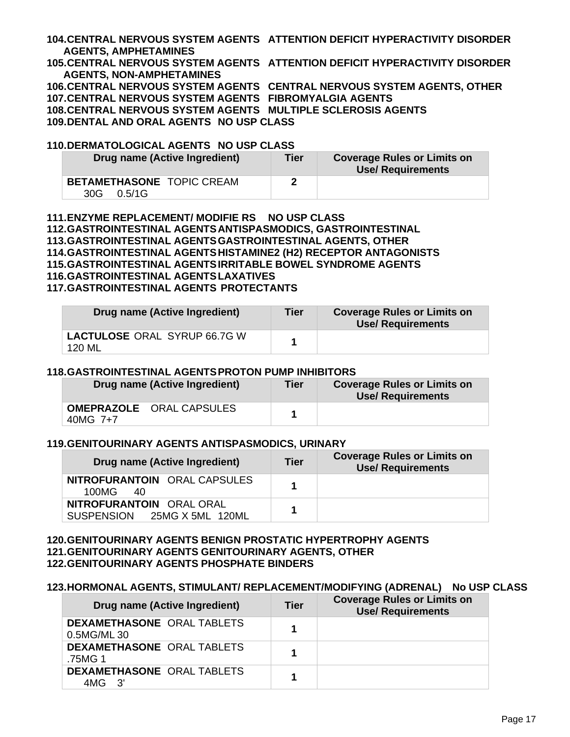**104.CENTRAL NERVOUS SYSTEM AGENTS ATTENTION DEFICIT HYPERACTIVITY DISORDER AGENTS, AMPHETAMINES**

**105.CENTRAL NERVOUS SYSTEM AGENTS ATTENTION DEFICIT HYPERACTIVITY DISORDER AGENTS, NON-AMPHETAMINES**

**106.CENTRAL NERVOUS SYSTEM AGENTS CENTRAL NERVOUS SYSTEM AGENTS, OTHER**

**107.CENTRAL NERVOUS SYSTEM AGENTS FIBROMYALGIA AGENTS**

**108.CENTRAL NERVOUS SYSTEM AGENTS MULTIPLE SCLEROSIS AGENTS**

**109.DENTAL AND ORAL AGENTS NO USP CLASS**

**110.DERMATOLOGICAL AGENTS NO USP CLASS**

| Drug name (Active Ingredient) | Tier | Coverage Rules or Limits on Use/ Requirements |
|---|---|---|
| **BETAMETHASONE** TOPIC CREAM 30G 0.5/1G | 2 | |

**111.ENZYME REPLACEMENT/ MODIFIE RS NO USP CLASS**

**112.GASTROINTESTINAL AGENTS ANTISPASMODICS, GASTROINTESTINAL**

**113.GASTROINTESTINAL AGENTS GASTROINTESTINAL AGENTS, OTHER**

**114.GASTROINTESTINAL AGENTS HISTAMINE2 (H2) RECEPTOR ANTAGONISTS**

**115.GASTROINTESTINAL AGENTS IRRITABLE BOWEL SYNDROME AGENTS**

**116.GASTROINTESTINAL AGENTS LAXATIVES**

**117.GASTROINTESTINAL AGENTS PROTECTANTS**

| Drug name (Active Ingredient) | Tier | Coverage Rules or Limits on Use/ Requirements |
|---|---|---|
| **LACTULOSE** ORAL SYRUP 66.7G W 120 ML | 1 | |

**118.GASTROINTESTINAL AGENTS PROTON PUMP INHIBITORS**

| Drug name (Active Ingredient) | Tier | Coverage Rules or Limits on Use/ Requirements |
|---|---|---|
| **OMEPRAZOLE** ORAL CAPSULES 40MG 7+7 | 1 | |

**119.GENITOURINARY AGENTS ANTISPASMODICS, URINARY**

| Drug name (Active Ingredient) | Tier | Coverage Rules or Limits on Use/ Requirements |
|---|---|---|
| **NITROFURANTOIN** ORAL CAPSULES 100MG 40 | 1 | |
| **NITROFURANTOIN** ORAL ORAL SUSPENSION 25MG X 5ML 120ML | 1 | |

**120.GENITOURINARY AGENTS BENIGN PROSTATIC HYPERTROPHY AGENTS**

**121.GENITOURINARY AGENTS GENITOURINARY AGENTS, OTHER**

**122.GENITOURINARY AGENTS PHOSPHATE BINDERS**

**123.HORMONAL AGENTS, STIMULANT/ REPLACEMENT/MODIFYING (ADRENAL) No USP CLASS**

| Drug name (Active Ingredient) | Tier | Coverage Rules or Limits on Use/ Requirements |
|---|---|---|
| **DEXAMETHASONE** ORAL TABLETS 0.5MG/ML 30 | 1 | |
| **DEXAMETHASONE** ORAL TABLETS .75MG 1 | 1 | |
| **DEXAMETHASONE** ORAL TABLETS 4MG 3' | 1 | |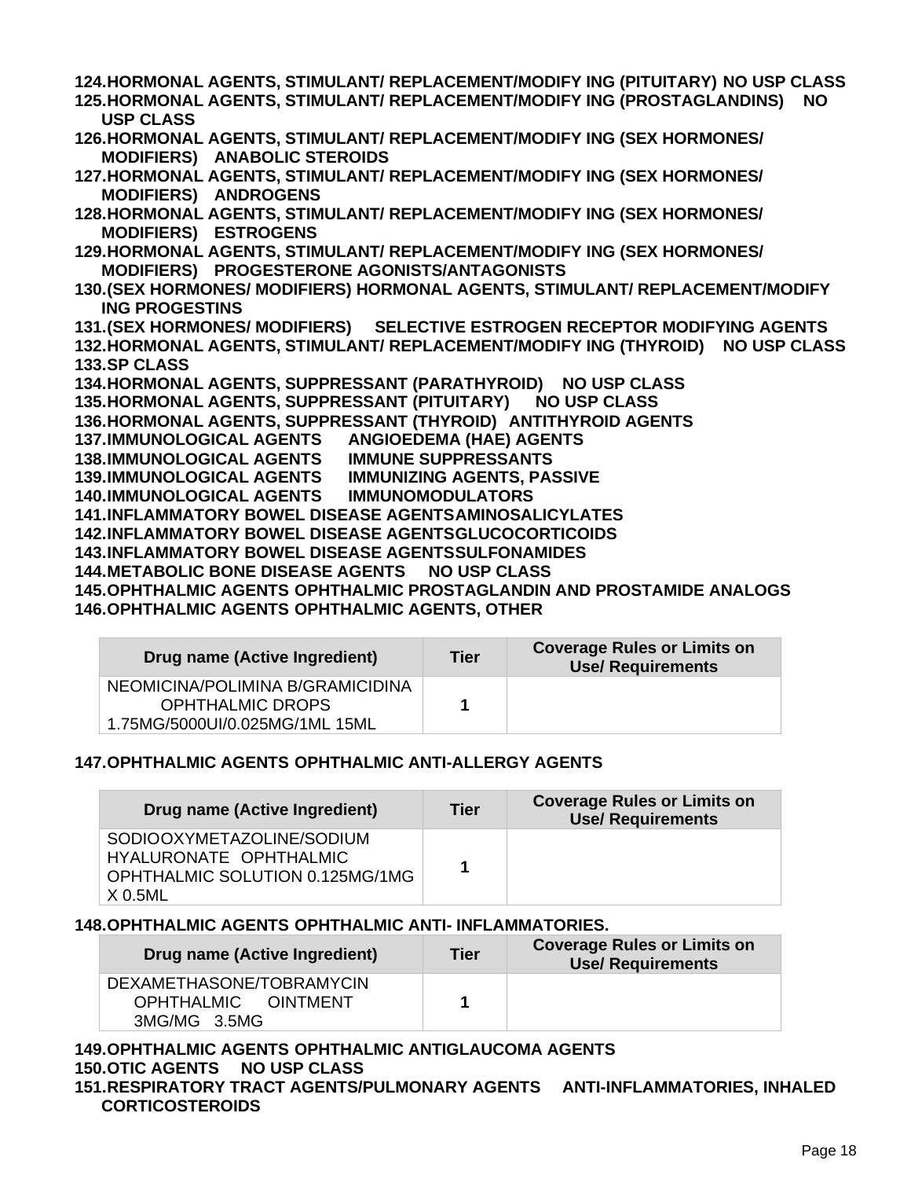**124.HORMONAL AGENTS, STIMULANT/ REPLACEMENT/MODIFY ING (PITUITARY) NO USP CLASS**

**125.HORMONAL AGENTS, STIMULANT/ REPLACEMENT/MODIFY ING (PROSTAGLANDINS) NO USP CLASS**

**126.HORMONAL AGENTS, STIMULANT/ REPLACEMENT/MODIFY ING (SEX HORMONES/ MODIFIERS) ANABOLIC STEROIDS**

**127.HORMONAL AGENTS, STIMULANT/ REPLACEMENT/MODIFY ING (SEX HORMONES/ MODIFIERS) ANDROGENS**

**128.HORMONAL AGENTS, STIMULANT/ REPLACEMENT/MODIFY ING (SEX HORMONES/ MODIFIERS) ESTROGENS**

**129.HORMONAL AGENTS, STIMULANT/ REPLACEMENT/MODIFY ING (SEX HORMONES/ MODIFIERS) PROGESTERONE AGONISTS/ANTAGONISTS**

**130.(SEX HORMONES/ MODIFIERS) HORMONAL AGENTS, STIMULANT/ REPLACEMENT/MODIFY ING PROGESTINS**

**131.(SEX HORMONES/ MODIFIERS) SELECTIVE ESTROGEN RECEPTOR MODIFYING AGENTS**

**132.HORMONAL AGENTS, STIMULANT/ REPLACEMENT/MODIFY ING (THYROID) NO USP CLASS**

**133.SP CLASS**

**134.HORMONAL AGENTS, SUPPRESSANT (PARATHYROID) NO USP CLASS**

**135.HORMONAL AGENTS, SUPPRESSANT (PITUITARY) NO USP CLASS**

**136.HORMONAL AGENTS, SUPPRESSANT (THYROID) ANTITHYROID AGENTS**

**137.IMMUNOLOGICAL AGENTS ANGIOEDEMA (HAE) AGENTS**

**138.IMMUNOLOGICAL AGENTS IMMUNE SUPPRESSANTS**

**139.IMMUNOLOGICAL AGENTS IMMUNIZING AGENTS, PASSIVE**

**140.IMMUNOLOGICAL AGENTS IMMUNOMODULATORS**

**141.INFLAMMATORY BOWEL DISEASE AGENTSAMINOSALICYLATES**

**142.INFLAMMATORY BOWEL DISEASE AGENTSGLUCOCORTICOIDS**

**143.INFLAMMATORY BOWEL DISEASE AGENTSSULFONAMIDES**

**144.METABOLIC BONE DISEASE AGENTS NO USP CLASS**

**145.OPHTHALMIC AGENTS OPHTHALMIC PROSTAGLANDIN AND PROSTAMIDE ANALOGS**

**146.OPHTHALMIC AGENTS OPHTHALMIC AGENTS, OTHER**

| Drug name (Active Ingredient) | Tier | Coverage Rules or Limits on Use/ Requirements |
|---|---|---|
| NEOMICINA/POLIMINA B/GRAMICIDINA OPHTHALMIC DROPS 1.75MG/5000UI/0.025MG/1ML 15ML | 1 | |

**147.OPHTHALMIC AGENTS OPHTHALMIC ANTI-ALLERGY AGENTS**

| Drug name (Active Ingredient) | Tier | Coverage Rules or Limits on Use/ Requirements |
|---|---|---|
| SODIOOXYMETAZOLINE/SODIUM HYALURONATE OPHTHALMIC OPHTHALMIC SOLUTION 0.125MG/1MG X 0.5ML | 1 | |

**148.OPHTHALMIC AGENTS OPHTHALMIC ANTI- INFLAMMATORIES.**

| Drug name (Active Ingredient) | Tier | Coverage Rules or Limits on Use/ Requirements |
|---|---|---|
| DEXAMETHASONE/TOBRAMYCIN OPHTHALMIC OINTMENT 3MG/MG 3.5MG | 1 | |

**149.OPHTHALMIC AGENTS OPHTHALMIC ANTIGLAUCOMA AGENTS**

**150.OTIC AGENTS NO USP CLASS**

**151.RESPIRATORY TRACT AGENTS/PULMONARY AGENTS ANTI-INFLAMMATORIES, INHALED CORTICOSTEROIDS**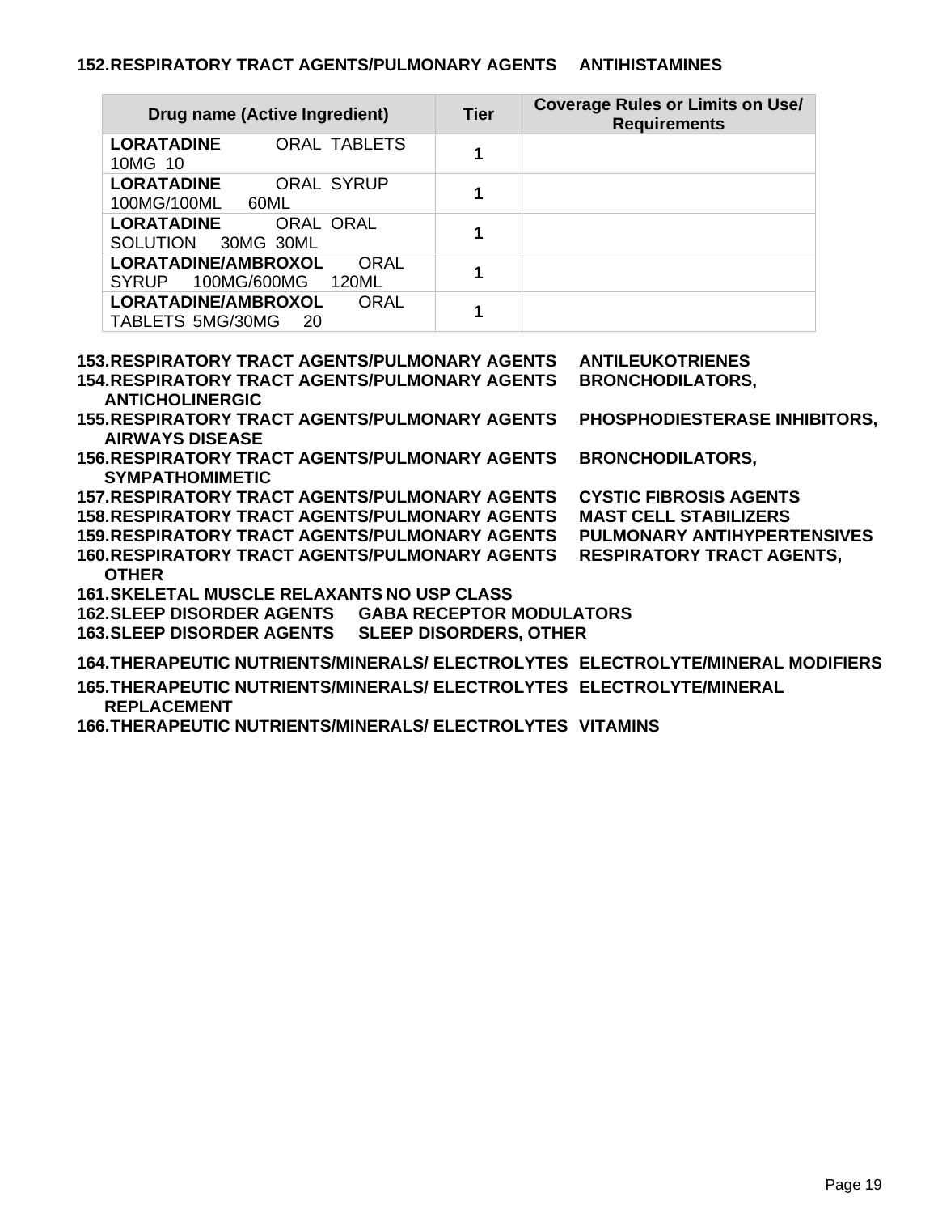**152.RESPIRATORY TRACT AGENTS/PULMONARY AGENTS ANTIHISTAMINES**

| Drug name (Active Ingredient) | Tier | Coverage Rules or Limits on Use/ Requirements |
|---|---|---|
| **LORATADINE** ORAL TABLETS 10MG 10 | 1 | |
| **LORATADINE** ORAL SYRUP 100MG/100ML 60ML | 1 | |
| **LORATADINE** ORAL ORAL SOLUTION 30MG 30ML | 1 | |
| **LORATADINE/AMBROXOL** ORAL SYRUP 100MG/600MG 120ML | 1 | |
| **LORATADINE/AMBROXOL** ORAL TABLETS 5MG/30MG 20 | 1 | |

**153.RESPIRATORY TRACT AGENTS/PULMONARY AGENTS ANTILEUKOTRIENES**

**154.RESPIRATORY TRACT AGENTS/PULMONARY AGENTS BRONCHODILATORS, ANTICHOLINERGIC**

**155.RESPIRATORY TRACT AGENTS/PULMONARY AGENTS PHOSPHODIESTERASE INHIBITORS, AIRWAYS DISEASE**

**156.RESPIRATORY TRACT AGENTS/PULMONARY AGENTS BRONCHODILATORS, SYMPATHOMIMETIC**

**157.RESPIRATORY TRACT AGENTS/PULMONARY AGENTS CYSTIC FIBROSIS AGENTS**

**158.RESPIRATORY TRACT AGENTS/PULMONARY AGENTS MAST CELL STABILIZERS**

**159.RESPIRATORY TRACT AGENTS/PULMONARY AGENTS PULMONARY ANTIHYPERTENSIVES**

**160.RESPIRATORY TRACT AGENTS/PULMONARY AGENTS RESPIRATORY TRACT AGENTS, OTHER**

**161.SKELETAL MUSCLE RELAXANTS NO USP CLASS**

**162.SLEEP DISORDER AGENTS GABA RECEPTOR MODULATORS**

**163.SLEEP DISORDER AGENTS SLEEP DISORDERS, OTHER**

**164.THERAPEUTIC NUTRIENTS/MINERALS/ ELECTROLYTES ELECTROLYTE/MINERAL MODIFIERS**

**165.THERAPEUTIC NUTRIENTS/MINERALS/ ELECTROLYTES ELECTROLYTE/MINERAL REPLACEMENT**

**166.THERAPEUTIC NUTRIENTS/MINERALS/ ELECTROLYTES VITAMINS**